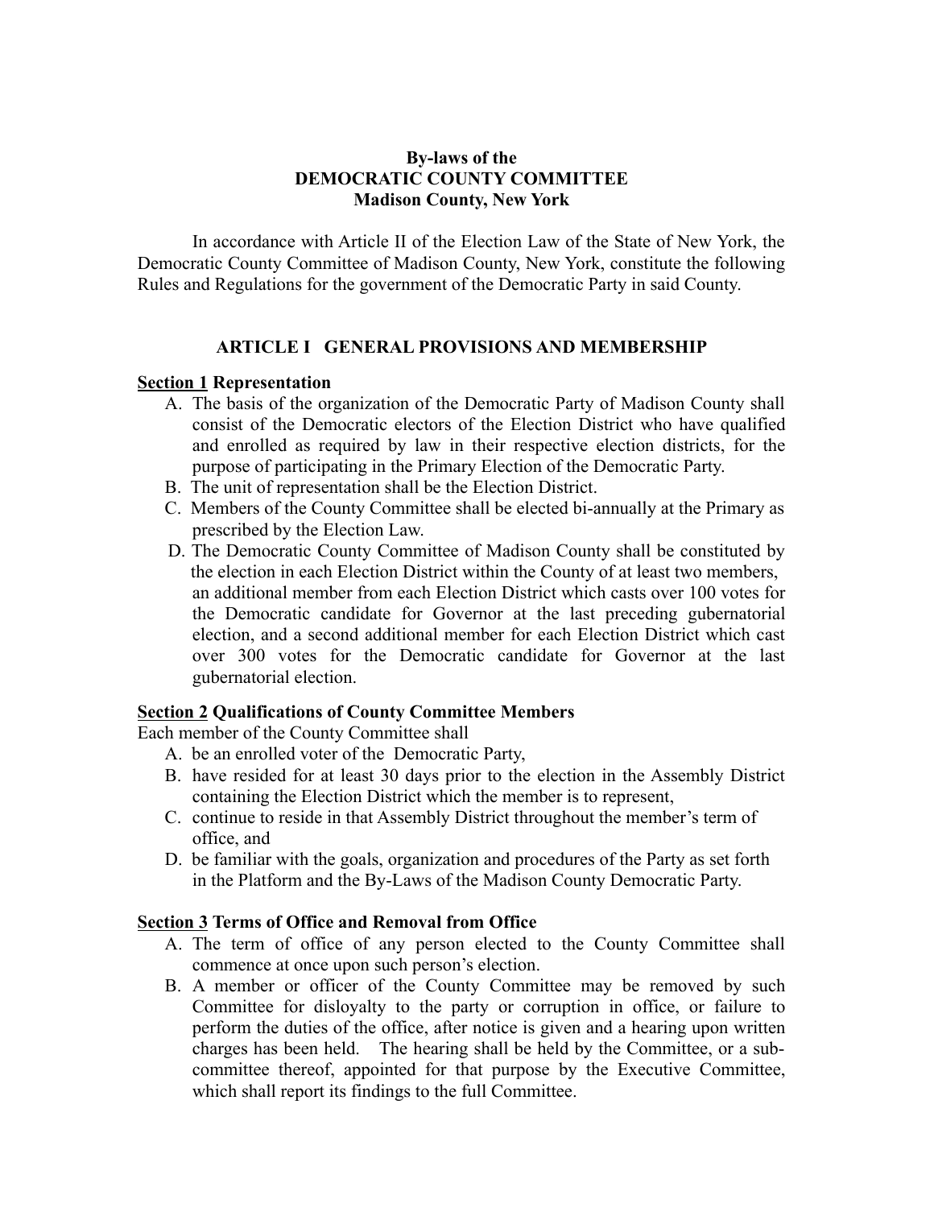# By-laws of the
# DEMOCRATIC COUNTY COMMITTEE
# Madison County, New York

In accordance with Article II of the Election Law of the State of New York, the Democratic County Committee of Madison County, New York, constitute the following Rules and Regulations for the government of the Democratic Party in said County.

## ARTICLE I GENERAL PROVISIONS AND MEMBERSHIP

### Section 1 Representation

A. The basis of the organization of the Democratic Party of Madison County shall consist of the Democratic electors of the Election District who have qualified and enrolled as required by law in their respective election districts, for the purpose of participating in the Primary Election of the Democratic Party.
B. The unit of representation shall be the Election District.
C. Members of the County Committee shall be elected bi-annually at the Primary as prescribed by the Election Law.
D. The Democratic County Committee of Madison County shall be constituted by the election in each Election District within the County of at least two members, an additional member from each Election District which casts over 100 votes for the Democratic candidate for Governor at the last preceding gubernatorial election, and a second additional member for each Election District which cast over 300 votes for the Democratic candidate for Governor at the last gubernatorial election.

### Section 2 Qualifications of County Committee Members

Each member of the County Committee shall

A. be an enrolled voter of the Democratic Party,
B. have resided for at least 30 days prior to the election in the Assembly District containing the Election District which the member is to represent,
C. continue to reside in that Assembly District throughout the member's term of office, and
D. be familiar with the goals, organization and procedures of the Party as set forth in the Platform and the By-Laws of the Madison County Democratic Party.

### Section 3 Terms of Office and Removal from Office

A. The term of office of any person elected to the County Committee shall commence at once upon such person's election.
B. A member or officer of the County Committee may be removed by such Committee for disloyalty to the party or corruption in office, or failure to perform the duties of the office, after notice is given and a hearing upon written charges has been held. The hearing shall be held by the Committee, or a sub-committee thereof, appointed for that purpose by the Executive Committee, which shall report its findings to the full Committee.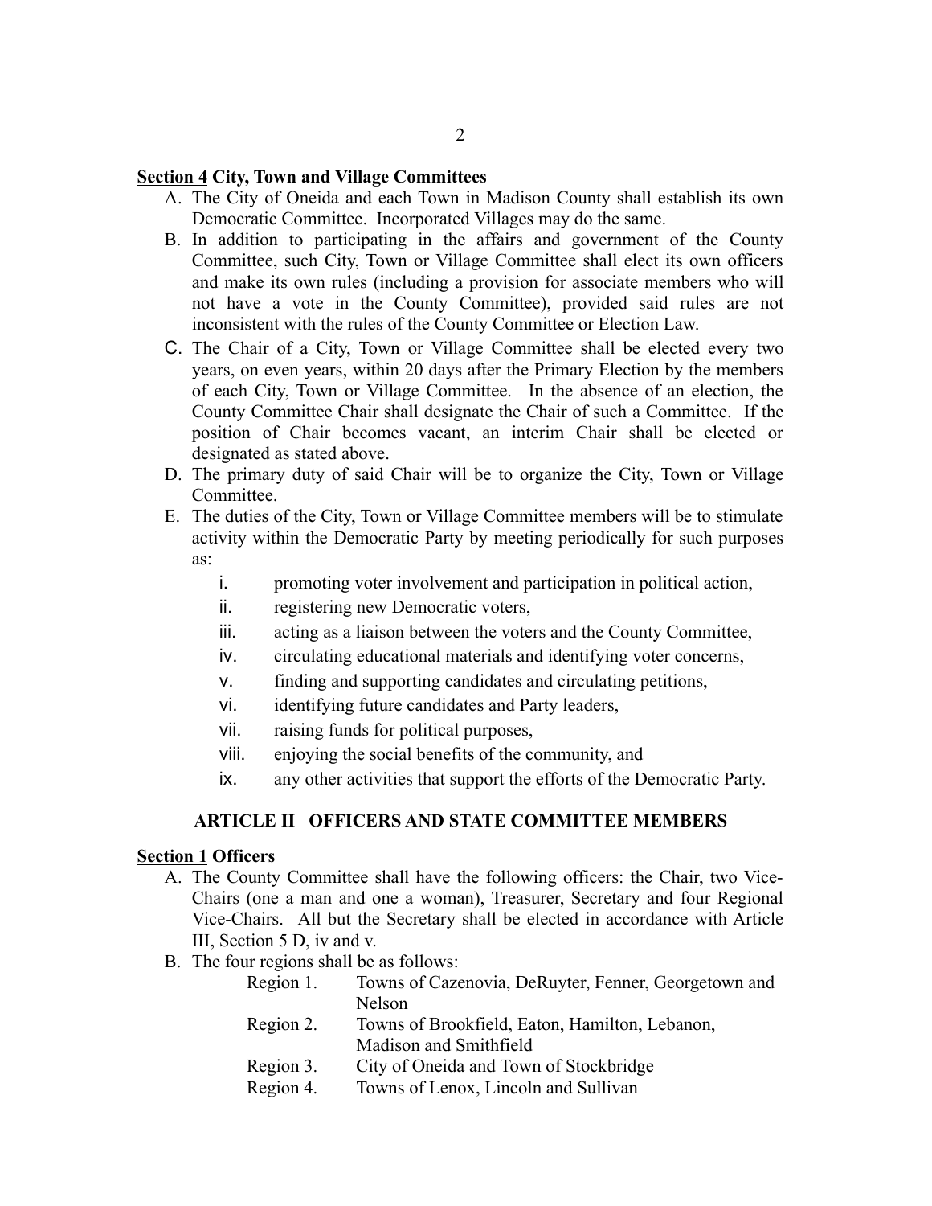**<u>Section 4</u> City, Town and Village Committees**

A. The City of Oneida and each Town in Madison County shall establish its own Democratic Committee. Incorporated Villages may do the same.
B. In addition to participating in the affairs and government of the County Committee, such City, Town or Village Committee shall elect its own officers and make its own rules (including a provision for associate members who will not have a vote in the County Committee), provided said rules are not inconsistent with the rules of the County Committee or Election Law.
C. The Chair of a City, Town or Village Committee shall be elected every two years, on even years, within 20 days after the Primary Election by the members of each City, Town or Village Committee. In the absence of an election, the County Committee Chair shall designate the Chair of such a Committee. If the position of Chair becomes vacant, an interim Chair shall be elected or designated as stated above.
D. The primary duty of said Chair will be to organize the City, Town or Village Committee.
E. The duties of the City, Town or Village Committee members will be to stimulate activity within the Democratic Party by meeting periodically for such purposes as:
    - i. promoting voter involvement and participation in political action,
    - ii. registering new Democratic voters,
    - iii. acting as a liaison between the voters and the County Committee,
    - iv. circulating educational materials and identifying voter concerns,
    - v. finding and supporting candidates and circulating petitions,
    - vi. identifying future candidates and Party leaders,
    - vii. raising funds for political purposes,
    - viii. enjoying the social benefits of the community, and
    - ix. any other activities that support the efforts of the Democratic Party.

## ARTICLE II OFFICERS AND STATE COMMITTEE MEMBERS

**<u>Section 1</u> Officers**

A. The County Committee shall have the following officers: the Chair, two Vice-Chairs (one a man and one a woman), Treasurer, Secretary and four Regional Vice-Chairs. All but the Secretary shall be elected in accordance with Article III, Section 5 D, iv and v.
B. The four regions shall be as follows:
    - Region 1. Towns of Cazenovia, DeRuyter, Fenner, Georgetown and Nelson
    - Region 2. Towns of Brookfield, Eaton, Hamilton, Lebanon, Madison and Smithfield
    - Region 3. City of Oneida and Town of Stockbridge
    - Region 4. Towns of Lenox, Lincoln and Sullivan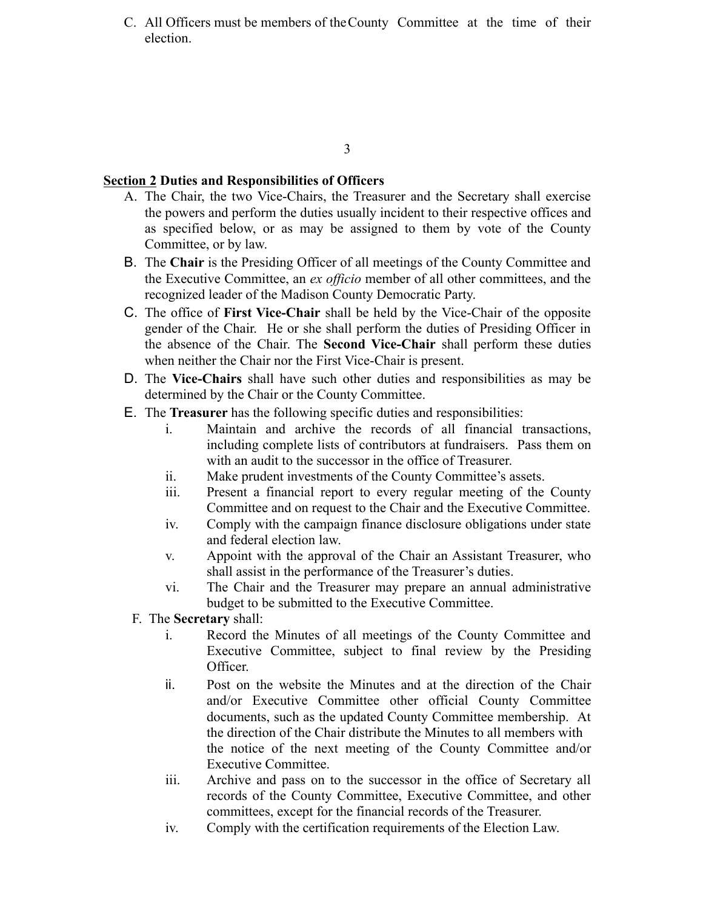C. All Officers must be members of the County Committee at the time of their election.

**Section 2 Duties and Responsibilities of Officers**

A. The Chair, the two Vice-Chairs, the Treasurer and the Secretary shall exercise the powers and perform the duties usually incident to their respective offices and as specified below, or as may be assigned to them by vote of the County Committee, or by law.

B. The **Chair** is the Presiding Officer of all meetings of the County Committee and the Executive Committee, an *ex officio* member of all other committees, and the recognized leader of the Madison County Democratic Party.

C. The office of **First Vice-Chair** shall be held by the Vice-Chair of the opposite gender of the Chair. He or she shall perform the duties of Presiding Officer in the absence of the Chair. The **Second Vice-Chair** shall perform these duties when neither the Chair nor the First Vice-Chair is present.

D. The **Vice-Chairs** shall have such other duties and responsibilities as may be determined by the Chair or the County Committee.

E. The **Treasurer** has the following specific duties and responsibilities:

   i. Maintain and archive the records of all financial transactions, including complete lists of contributors at fundraisers. Pass them on with an audit to the successor in the office of Treasurer.

   ii. Make prudent investments of the County Committee's assets.

   iii. Present a financial report to every regular meeting of the County Committee and on request to the Chair and the Executive Committee.

   iv. Comply with the campaign finance disclosure obligations under state and federal election law.

   v. Appoint with the approval of the Chair an Assistant Treasurer, who shall assist in the performance of the Treasurer's duties.

   vi. The Chair and the Treasurer may prepare an annual administrative budget to be submitted to the Executive Committee.

F. The **Secretary** shall:

   i. Record the Minutes of all meetings of the County Committee and Executive Committee, subject to final review by the Presiding Officer.

   ii. Post on the website the Minutes and at the direction of the Chair and/or Executive Committee other official County Committee documents, such as the updated County Committee membership. At the direction of the Chair distribute the Minutes to all members with the notice of the next meeting of the County Committee and/or Executive Committee.

   iii. Archive and pass on to the successor in the office of Secretary all records of the County Committee, Executive Committee, and other committees, except for the financial records of the Treasurer.

   iv. Comply with the certification requirements of the Election Law.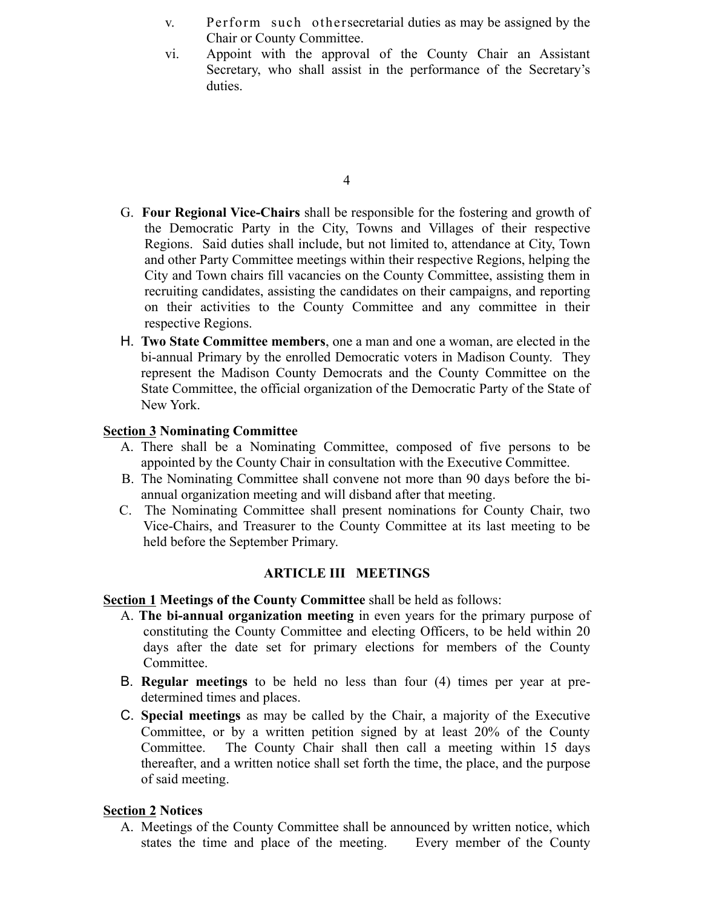v. Perform such other secretarial duties as may be assigned by the Chair or County Committee.

vi. Appoint with the approval of the County Chair an Assistant Secretary, who shall assist in the performance of the Secretary's duties.

G. **Four Regional Vice-Chairs** shall be responsible for the fostering and growth of the Democratic Party in the City, Towns and Villages of their respective Regions. Said duties shall include, but not limited to, attendance at City, Town and other Party Committee meetings within their respective Regions, helping the City and Town chairs fill vacancies on the County Committee, assisting them in recruiting candidates, assisting the candidates on their campaigns, and reporting on their activities to the County Committee and any committee in their respective Regions.

H. **Two State Committee members**, one a man and one a woman, are elected in the bi-annual Primary by the enrolled Democratic voters in Madison County. They represent the Madison County Democrats and the County Committee on the State Committee, the official organization of the Democratic Party of the State of New York.

**<u>Section 3</u> Nominating Committee**

A. There shall be a Nominating Committee, composed of five persons to be appointed by the County Chair in consultation with the Executive Committee.

B. The Nominating Committee shall convene not more than 90 days before the bi-annual organization meeting and will disband after that meeting.

C. The Nominating Committee shall present nominations for County Chair, two Vice-Chairs, and Treasurer to the County Committee at its last meeting to be held before the September Primary.

## ARTICLE III MEETINGS

**<u>Section 1</u> Meetings of the County Committee** shall be held as follows:

A. **The bi-annual organization meeting** in even years for the primary purpose of constituting the County Committee and electing Officers, to be held within 20 days after the date set for primary elections for members of the County Committee.

B. **Regular meetings** to be held no less than four (4) times per year at pre-determined times and places.

C. **Special meetings** as may be called by the Chair, a majority of the Executive Committee, or by a written petition signed by at least 20% of the County Committee. The County Chair shall then call a meeting within 15 days thereafter, and a written notice shall set forth the time, the place, and the purpose of said meeting.

**<u>Section 2</u> Notices**

A. Meetings of the County Committee shall be announced by written notice, which states the time and place of the meeting. Every member of the County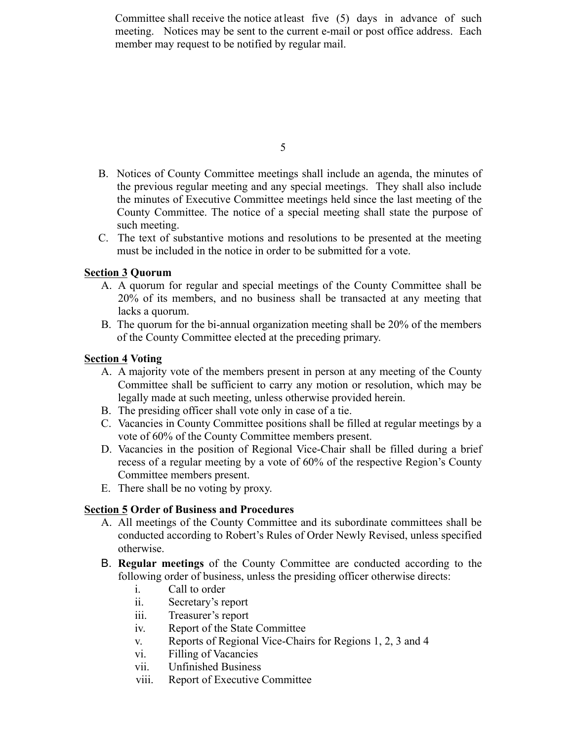Committee shall receive the notice at least five (5) days in advance of such meeting. Notices may be sent to the current e-mail or post office address. Each member may request to be notified by regular mail.

B. Notices of County Committee meetings shall include an agenda, the minutes of the previous regular meeting and any special meetings. They shall also include the minutes of Executive Committee meetings held since the last meeting of the County Committee. The notice of a special meeting shall state the purpose of such meeting.

C. The text of substantive motions and resolutions to be presented at the meeting must be included in the notice in order to be submitted for a vote.

**<u>Section 3</u> Quorum**

A. A quorum for regular and special meetings of the County Committee shall be 20% of its members, and no business shall be transacted at any meeting that lacks a quorum.

B. The quorum for the bi-annual organization meeting shall be 20% of the members of the County Committee elected at the preceding primary.

**<u>Section 4</u> Voting**

A. A majority vote of the members present in person at any meeting of the County Committee shall be sufficient to carry any motion or resolution, which may be legally made at such meeting, unless otherwise provided herein.

B. The presiding officer shall vote only in case of a tie.

C. Vacancies in County Committee positions shall be filled at regular meetings by a vote of 60% of the County Committee members present.

D. Vacancies in the position of Regional Vice-Chair shall be filled during a brief recess of a regular meeting by a vote of 60% of the respective Region's County Committee members present.

E. There shall be no voting by proxy.

**<u>Section 5</u> Order of Business and Procedures**

A. All meetings of the County Committee and its subordinate committees shall be conducted according to Robert's Rules of Order Newly Revised, unless specified otherwise.

B. **Regular meetings** of the County Committee are conducted according to the following order of business, unless the presiding officer otherwise directs:

   i. Call to order
   ii. Secretary's report
   iii. Treasurer's report
   iv. Report of the State Committee
   v. Reports of Regional Vice-Chairs for Regions 1, 2, 3 and 4
   vi. Filling of Vacancies
   vii. Unfinished Business
   viii. Report of Executive Committee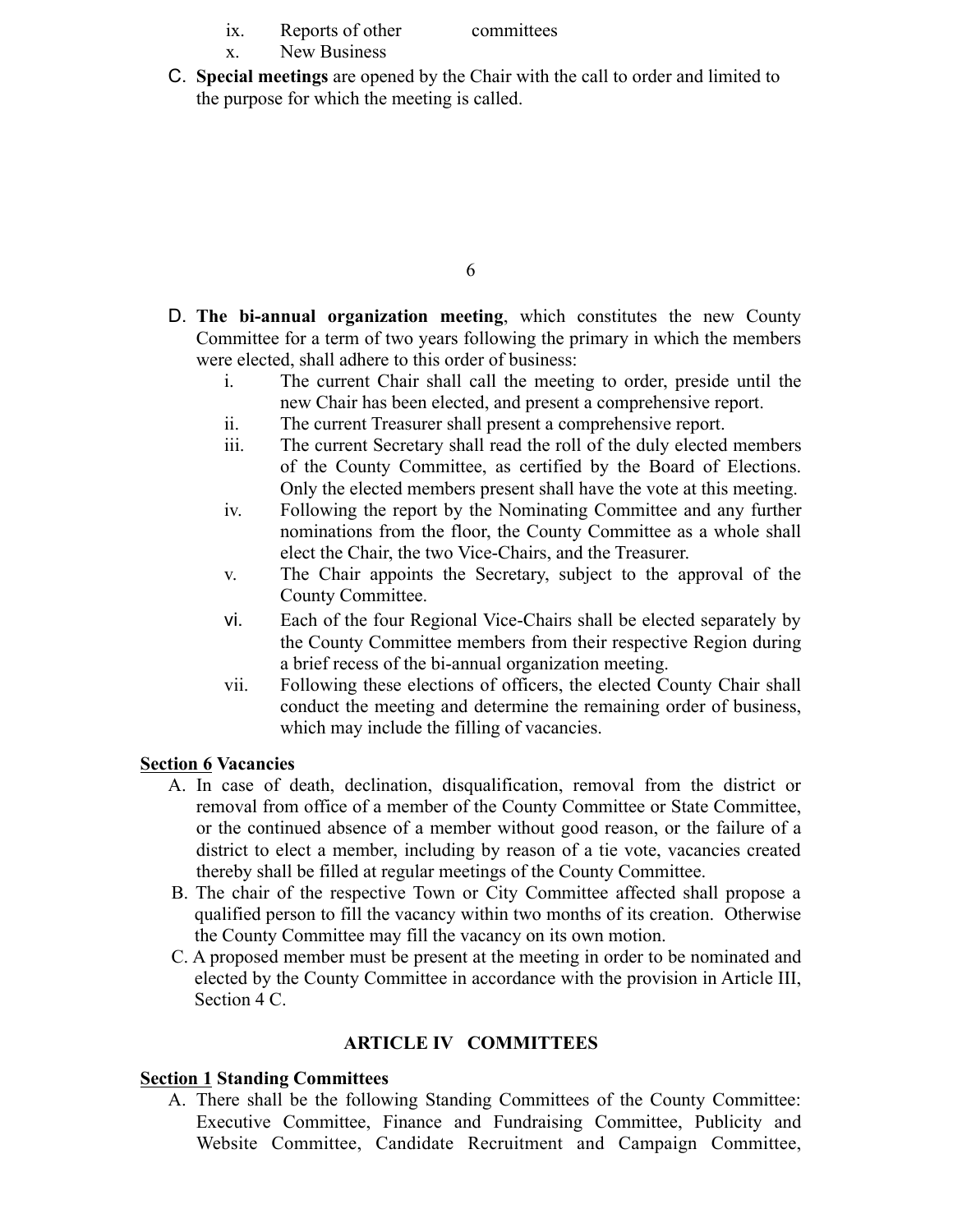ix. Reports of other committees
x. New Business

C. **Special meetings** are opened by the Chair with the call to order and limited to the purpose for which the meeting is called.

D. **The bi-annual organization meeting**, which constitutes the new County Committee for a term of two years following the primary in which the members were elected, shall adhere to this order of business:
   i. The current Chair shall call the meeting to order, preside until the new Chair has been elected, and present a comprehensive report.
   ii. The current Treasurer shall present a comprehensive report.
   iii. The current Secretary shall read the roll of the duly elected members of the County Committee, as certified by the Board of Elections. Only the elected members present shall have the vote at this meeting.
   iv. Following the report by the Nominating Committee and any further nominations from the floor, the County Committee as a whole shall elect the Chair, the two Vice-Chairs, and the Treasurer.
   v. The Chair appoints the Secretary, subject to the approval of the County Committee.
   vi. Each of the four Regional Vice-Chairs shall be elected separately by the County Committee members from their respective Region during a brief recess of the bi-annual organization meeting.
   vii. Following these elections of officers, the elected County Chair shall conduct the meeting and determine the remaining order of business, which may include the filling of vacancies.

**Section 6 Vacancies**

A. In case of death, declination, disqualification, removal from the district or removal from office of a member of the County Committee or State Committee, or the continued absence of a member without good reason, or the failure of a district to elect a member, including by reason of a tie vote, vacancies created thereby shall be filled at regular meetings of the County Committee.

B. The chair of the respective Town or City Committee affected shall propose a qualified person to fill the vacancy within two months of its creation. Otherwise the County Committee may fill the vacancy on its own motion.

C. A proposed member must be present at the meeting in order to be nominated and elected by the County Committee in accordance with the provision in Article III, Section 4 C.

## ARTICLE IV COMMITTEES

**Section 1 Standing Committees**

A. There shall be the following Standing Committees of the County Committee: Executive Committee, Finance and Fundraising Committee, Publicity and Website Committee, Candidate Recruitment and Campaign Committee,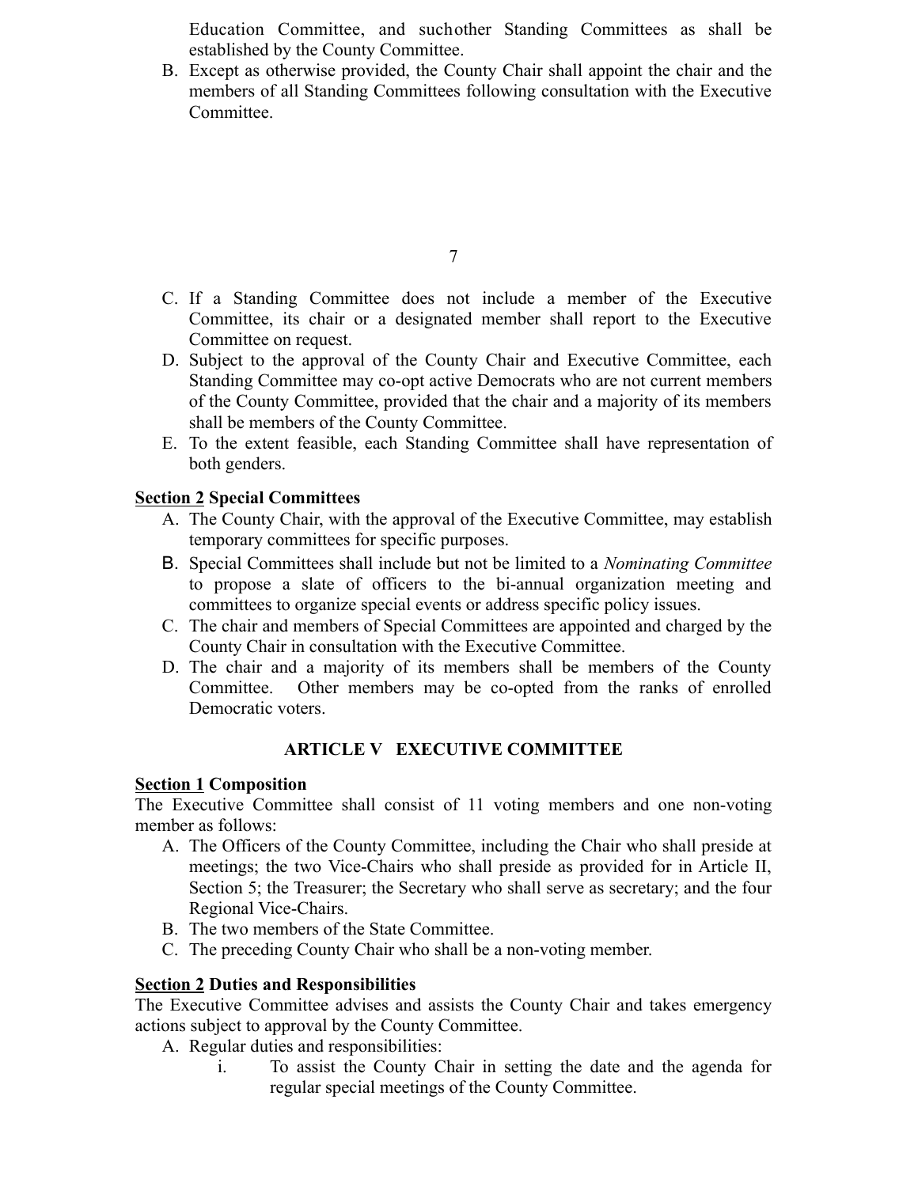Education Committee, and suchother Standing Committees as shall be established by the County Committee.

B. Except as otherwise provided, the County Chair shall appoint the chair and the members of all Standing Committees following consultation with the Executive Committee.

C. If a Standing Committee does not include a member of the Executive Committee, its chair or a designated member shall report to the Executive Committee on request.

D. Subject to the approval of the County Chair and Executive Committee, each Standing Committee may co-opt active Democrats who are not current members of the County Committee, provided that the chair and a majority of its members shall be members of the County Committee.

E. To the extent feasible, each Standing Committee shall have representation of both genders.

**<u>Section 2</u> Special Committees**

A. The County Chair, with the approval of the Executive Committee, may establish temporary committees for specific purposes.

B. Special Committees shall include but not be limited to a *Nominating Committee* to propose a slate of officers to the bi-annual organization meeting and committees to organize special events or address specific policy issues.

C. The chair and members of Special Committees are appointed and charged by the County Chair in consultation with the Executive Committee.

D. The chair and a majority of its members shall be members of the County Committee. Other members may be co-opted from the ranks of enrolled Democratic voters.

## ARTICLE V EXECUTIVE COMMITTEE

**<u>Section 1</u> Composition**

The Executive Committee shall consist of 11 voting members and one non-voting member as follows:

A. The Officers of the County Committee, including the Chair who shall preside at meetings; the two Vice-Chairs who shall preside as provided for in Article II, Section 5; the Treasurer; the Secretary who shall serve as secretary; and the four Regional Vice-Chairs.

B. The two members of the State Committee.

C. The preceding County Chair who shall be a non-voting member.

**<u>Section 2</u> Duties and Responsibilities**

The Executive Committee advises and assists the County Chair and takes emergency actions subject to approval by the County Committee.

A. Regular duties and responsibilities:

   i. To assist the County Chair in setting the date and the agenda for regular special meetings of the County Committee.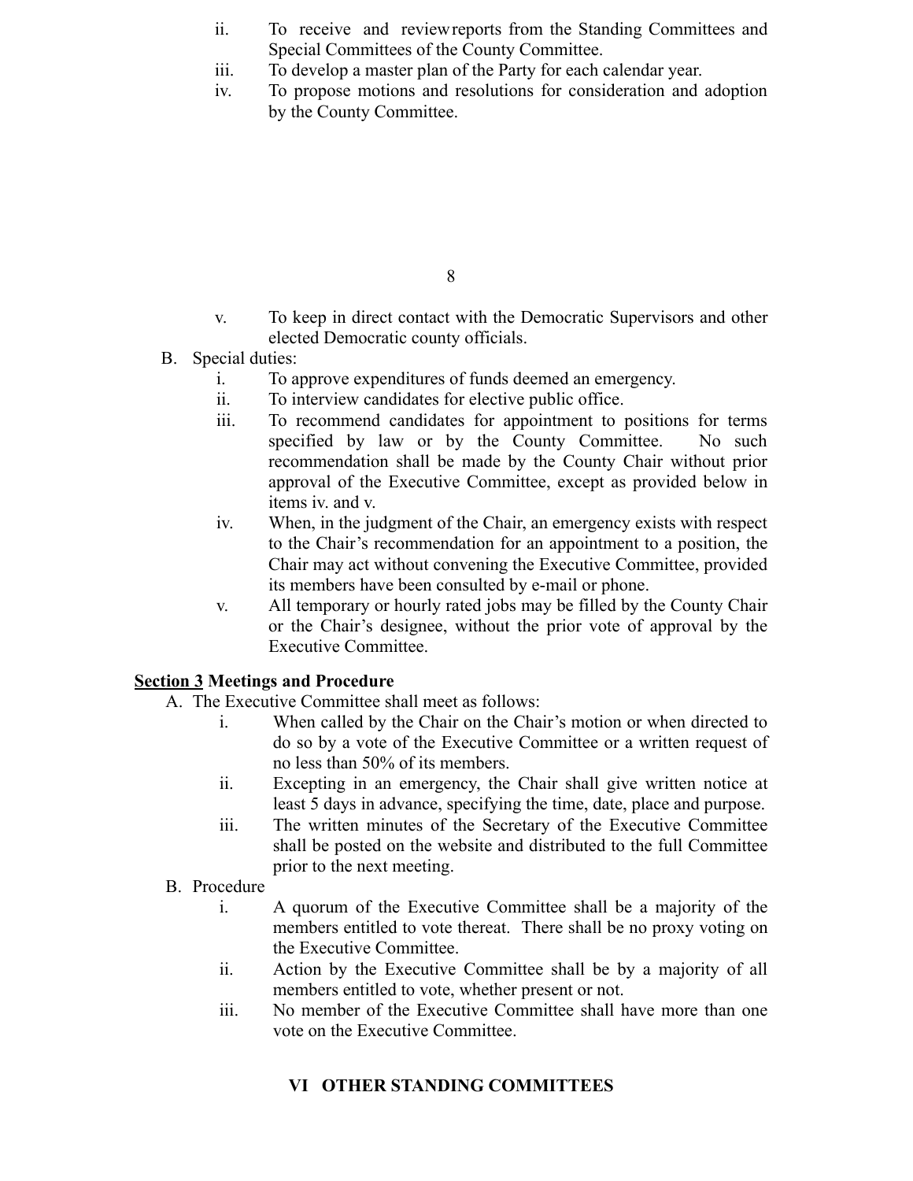ii. To receive and review reports from the Standing Committees and Special Committees of the County Committee.
iii. To develop a master plan of the Party for each calendar year.
iv. To propose motions and resolutions for consideration and adoption by the County Committee.

v. To keep in direct contact with the Democratic Supervisors and other elected Democratic county officials.

B. Special duties:
   i. To approve expenditures of funds deemed an emergency.
   ii. To interview candidates for elective public office.
   iii. To recommend candidates for appointment to positions for terms specified by law or by the County Committee. No such recommendation shall be made by the County Chair without prior approval of the Executive Committee, except as provided below in items iv. and v.
   iv. When, in the judgment of the Chair, an emergency exists with respect to the Chair's recommendation for an appointment to a position, the Chair may act without convening the Executive Committee, provided its members have been consulted by e-mail or phone.
   v. All temporary or hourly rated jobs may be filled by the County Chair or the Chair's designee, without the prior vote of approval by the Executive Committee.

**<u>Section 3</u> Meetings and Procedure**

A. The Executive Committee shall meet as follows:
   i. When called by the Chair on the Chair's motion or when directed to do so by a vote of the Executive Committee or a written request of no less than 50% of its members.
   ii. Excepting in an emergency, the Chair shall give written notice at least 5 days in advance, specifying the time, date, place and purpose.
   iii. The written minutes of the Secretary of the Executive Committee shall be posted on the website and distributed to the full Committee prior to the next meeting.

B. Procedure
   i. A quorum of the Executive Committee shall be a majority of the members entitled to vote thereat. There shall be no proxy voting on the Executive Committee.
   ii. Action by the Executive Committee shall be by a majority of all members entitled to vote, whether present or not.
   iii. No member of the Executive Committee shall have more than one vote on the Executive Committee.

## VI OTHER STANDING COMMITTEES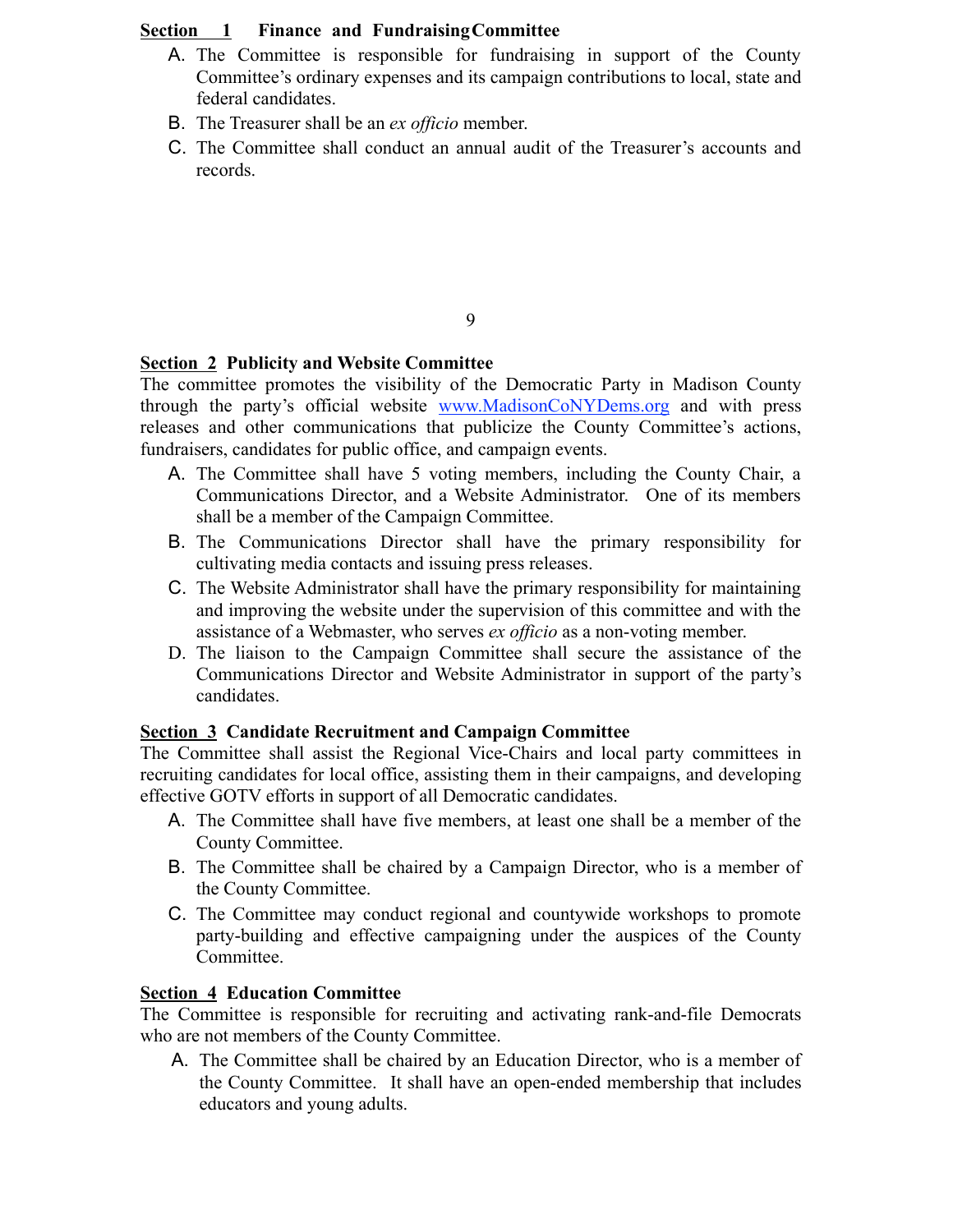**Section 1 Finance and Fundraising Committee**

A. The Committee is responsible for fundraising in support of the County Committee's ordinary expenses and its campaign contributions to local, state and federal candidates.

B. The Treasurer shall be an *ex officio* member.

C. The Committee shall conduct an annual audit of the Treasurer's accounts and records.

**Section 2 Publicity and Website Committee**

The committee promotes the visibility of the Democratic Party in Madison County through the party's official website [www.MadisonCoNYDems.org](http://www.MadisonCoNYDems.org) and with press releases and other communications that publicize the County Committee's actions, fundraisers, candidates for public office, and campaign events.

A. The Committee shall have 5 voting members, including the County Chair, a Communications Director, and a Website Administrator. One of its members shall be a member of the Campaign Committee.

B. The Communications Director shall have the primary responsibility for cultivating media contacts and issuing press releases.

C. The Website Administrator shall have the primary responsibility for maintaining and improving the website under the supervision of this committee and with the assistance of a Webmaster, who serves *ex officio* as a non-voting member.

D. The liaison to the Campaign Committee shall secure the assistance of the Communications Director and Website Administrator in support of the party's candidates.

**Section 3 Candidate Recruitment and Campaign Committee**

The Committee shall assist the Regional Vice-Chairs and local party committees in recruiting candidates for local office, assisting them in their campaigns, and developing effective GOTV efforts in support of all Democratic candidates.

A. The Committee shall have five members, at least one shall be a member of the County Committee.

B. The Committee shall be chaired by a Campaign Director, who is a member of the County Committee.

C. The Committee may conduct regional and countywide workshops to promote party-building and effective campaigning under the auspices of the County Committee.

**Section 4 Education Committee**

The Committee is responsible for recruiting and activating rank-and-file Democrats who are not members of the County Committee.

A. The Committee shall be chaired by an Education Director, who is a member of the County Committee. It shall have an open-ended membership that includes educators and young adults.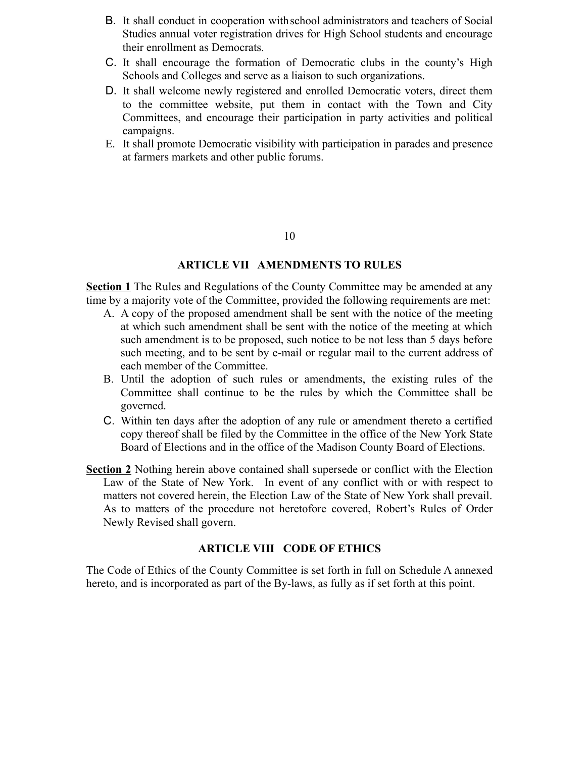B. It shall conduct in cooperation with school administrators and teachers of Social Studies annual voter registration drives for High School students and encourage their enrollment as Democrats.

C. It shall encourage the formation of Democratic clubs in the county's High Schools and Colleges and serve as a liaison to such organizations.

D. It shall welcome newly registered and enrolled Democratic voters, direct them to the committee website, put them in contact with the Town and City Committees, and encourage their participation in party activities and political campaigns.

E. It shall promote Democratic visibility with participation in parades and presence at farmers markets and other public forums.

## ARTICLE VII AMENDMENTS TO RULES

**Section 1** The Rules and Regulations of the County Committee may be amended at any time by a majority vote of the Committee, provided the following requirements are met:

A. A copy of the proposed amendment shall be sent with the notice of the meeting at which such amendment shall be sent with the notice of the meeting at which such amendment is to be proposed, such notice to be not less than 5 days before such meeting, and to be sent by e-mail or regular mail to the current address of each member of the Committee.

B. Until the adoption of such rules or amendments, the existing rules of the Committee shall continue to be the rules by which the Committee shall be governed.

C. Within ten days after the adoption of any rule or amendment thereto a certified copy thereof shall be filed by the Committee in the office of the New York State Board of Elections and in the office of the Madison County Board of Elections.

**Section 2** Nothing herein above contained shall supersede or conflict with the Election Law of the State of New York. In event of any conflict with or with respect to matters not covered herein, the Election Law of the State of New York shall prevail. As to matters of the procedure not heretofore covered, Robert's Rules of Order Newly Revised shall govern.

## ARTICLE VIII CODE OF ETHICS

The Code of Ethics of the County Committee is set forth in full on Schedule A annexed hereto, and is incorporated as part of the By-laws, as fully as if set forth at this point.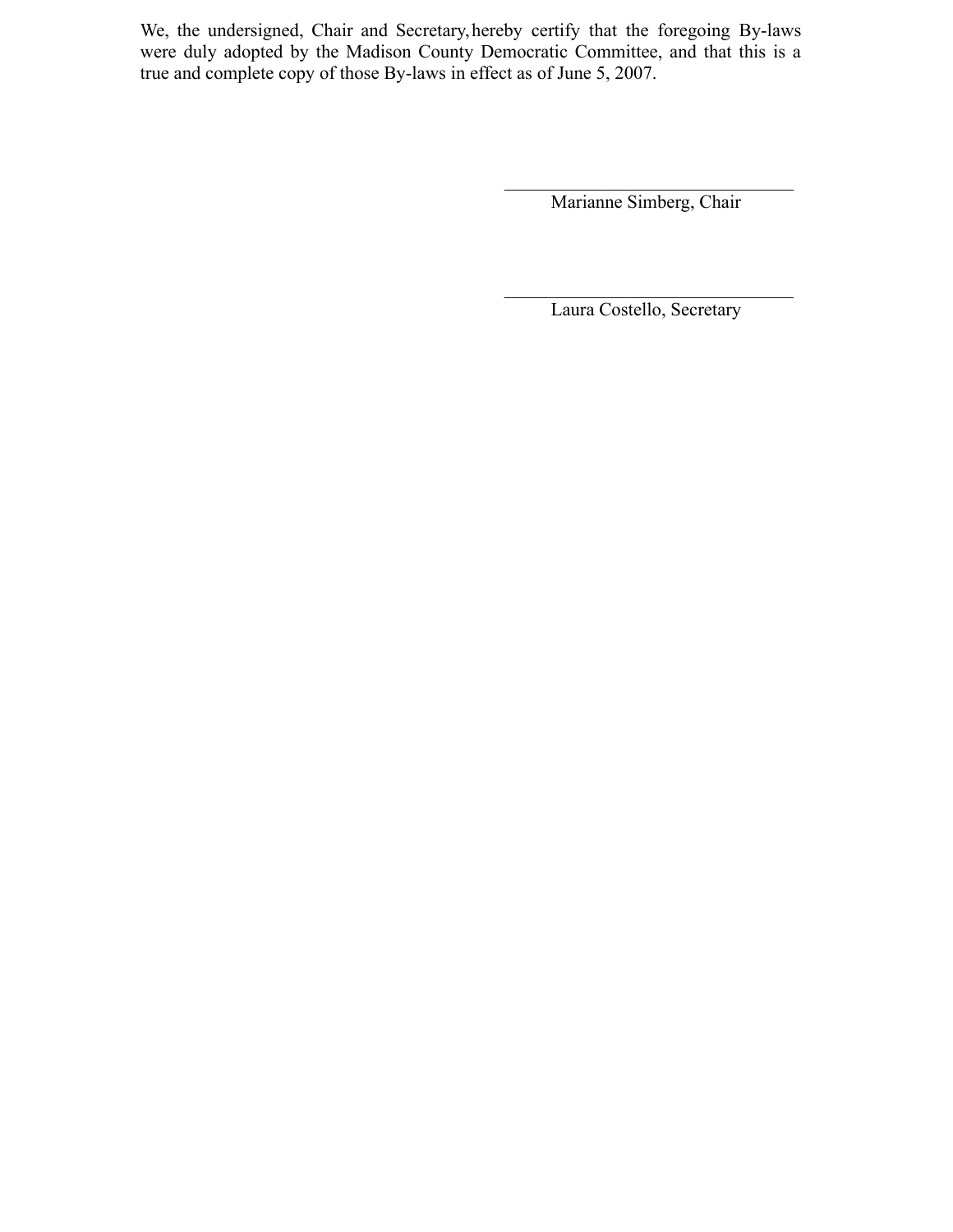We, the undersigned, Chair and Secretary, hereby certify that the foregoing By-laws were duly adopted by the Madison County Democratic Committee, and that this is a true and complete copy of those By-laws in effect as of June 5, 2007.

\_\_\_\_\_\_\_\_\_\_\_\_\_\_\_\_\_\_\_\_\_\_\_\_\_\_\_\_\_\_

Marianne Simberg, Chair

\_\_\_\_\_\_\_\_\_\_\_\_\_\_\_\_\_\_\_\_\_\_\_\_\_\_\_\_\_\_

Laura Costello, Secretary